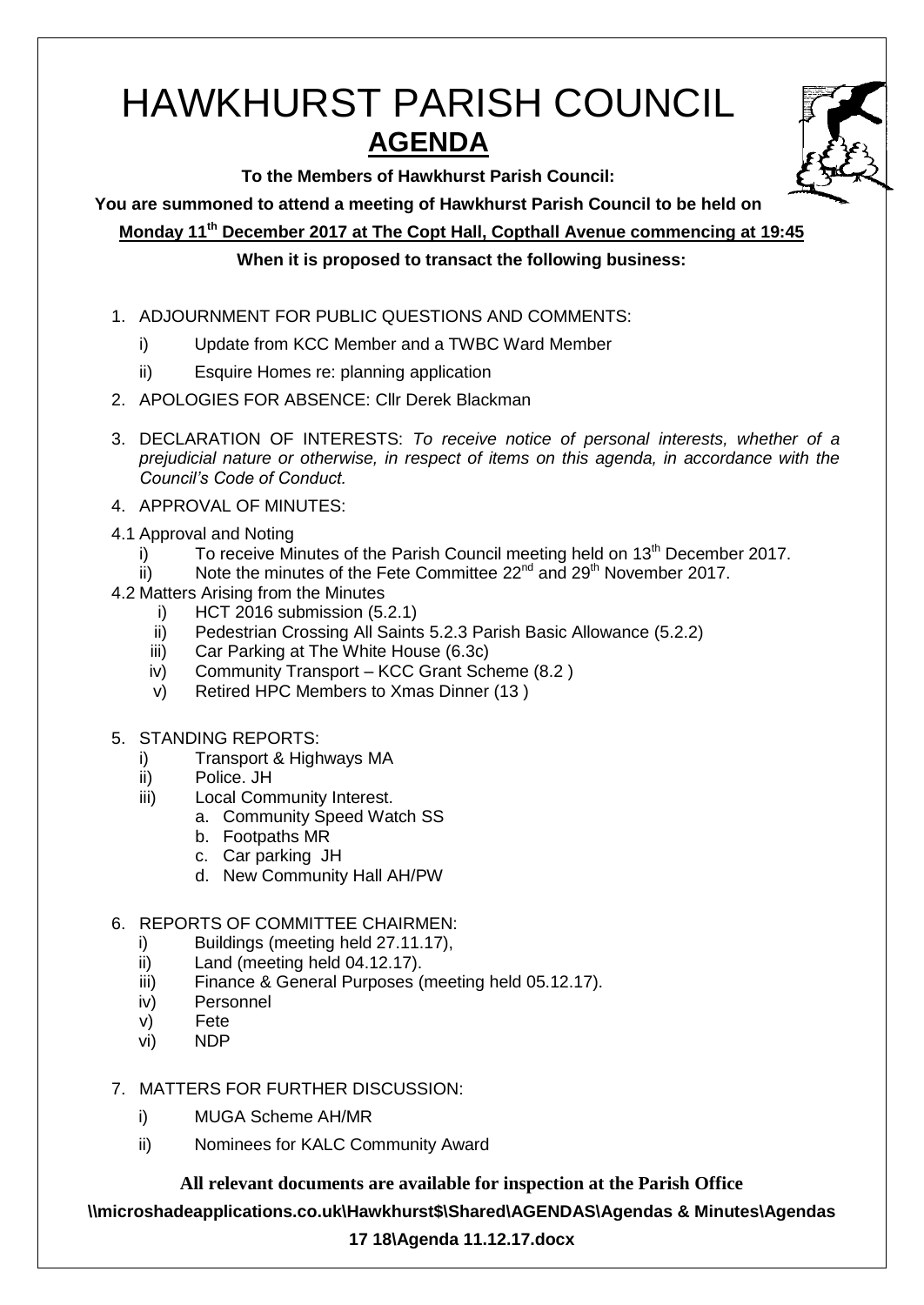# HAWKHURST PARISH COUNCIL

## AGENDA

**To the Members of Hawkhurst Parish Council:**

**You are summoned to attend a meeting of Hawkhurst Parish Council to be held on**

**Monday 11th December 2017 at The Copt Hall, Copthall Avenue commencing at 19:45**

**When it is proposed to transact the following business:**

1. ADJOURNMENT FOR PUBLIC QUESTIONS AND COMMENTS:
   - i) Update from KCC Member and a TWBC Ward Member
   - ii) Esquire Homes re: planning application
2. APOLOGIES FOR ABSENCE: Cllr Derek Blackman
3. DECLARATION OF INTERESTS: *To receive notice of personal interests, whether of a prejudicial nature or otherwise, in respect of items on this agenda, in accordance with the Council's Code of Conduct.*
4. APPROVAL OF MINUTES:

4.1 Approval and Noting
   - i) To receive Minutes of the Parish Council meeting held on 13th December 2017.
   - ii) Note the minutes of the Fete Committee 22nd and 29th November 2017.

4.2 Matters Arising from the Minutes
   - i) HCT 2016 submission (5.2.1)
   - ii) Pedestrian Crossing All Saints 5.2.3 Parish Basic Allowance (5.2.2)
   - iii) Car Parking at The White House (6.3c)
   - iv) Community Transport – KCC Grant Scheme (8.2 )
   - v) Retired HPC Members to Xmas Dinner (13 )

5. STANDING REPORTS:
   - i) Transport & Highways MA
   - ii) Police. JH
   - iii) Local Community Interest.
     - a. Community Speed Watch SS
     - b. Footpaths MR
     - c. Car parking JH
     - d. New Community Hall AH/PW
6. REPORTS OF COMMITTEE CHAIRMEN:
   - i) Buildings (meeting held 27.11.17),
   - ii) Land (meeting held 04.12.17).
   - iii) Finance & General Purposes (meeting held 05.12.17).
   - iv) Personnel
   - v) Fete
   - vi) NDP
7. MATTERS FOR FURTHER DISCUSSION:
   - i) MUGA Scheme AH/MR
   - ii) Nominees for KALC Community Award

**All relevant documents are available for inspection at the Parish Office**

**\\microshadeapplications.co.uk\Hawkhurst$\Shared\AGENDAS\Agendas & Minutes\Agendas 17 18\Agenda 11.12.17.docx**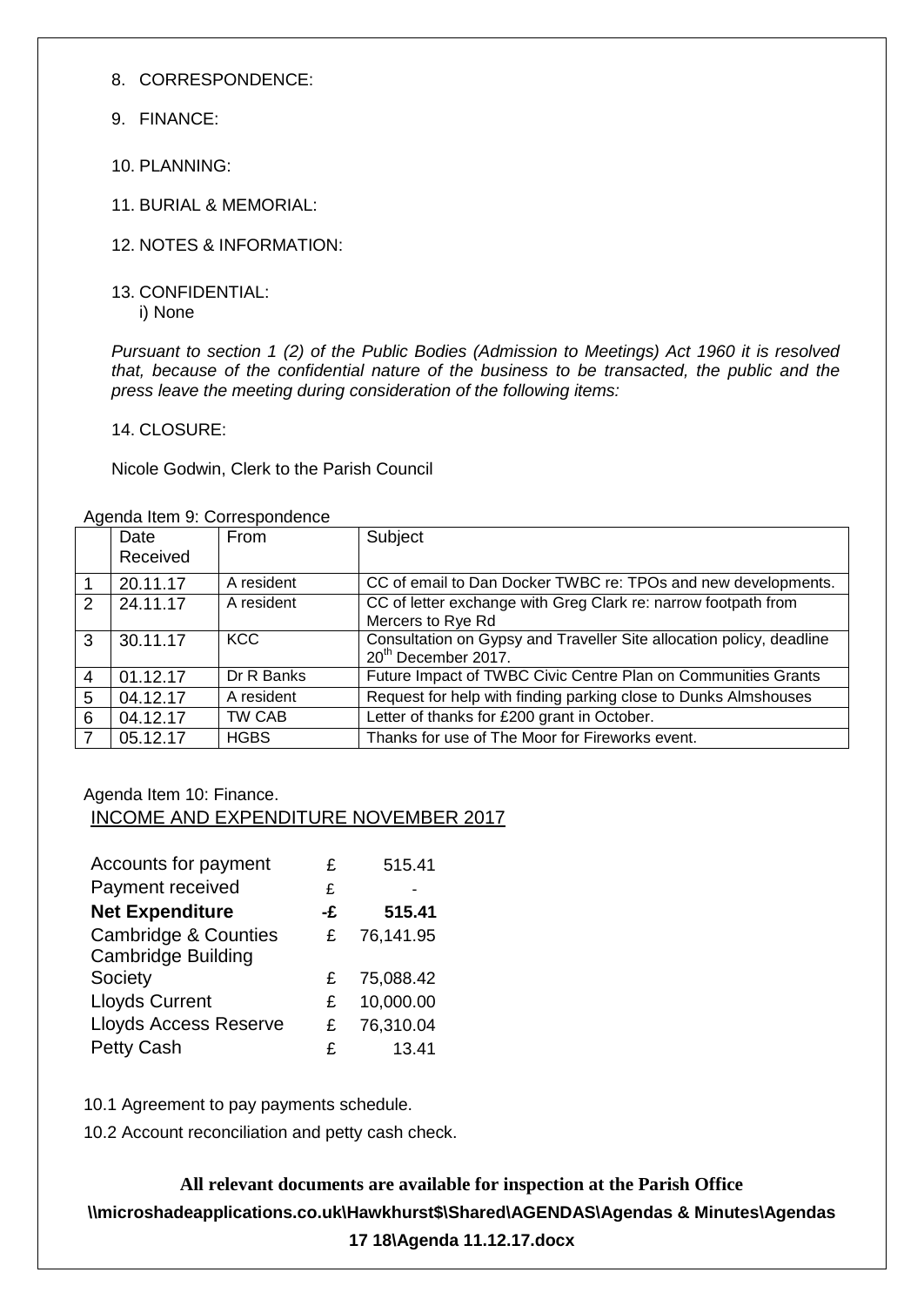8. CORRESPONDENCE:

9. FINANCE:

10. PLANNING:

11. BURIAL & MEMORIAL:

12. NOTES & INFORMATION:

13. CONFIDENTIAL:
    i) None

*Pursuant to section 1 (2) of the Public Bodies (Admission to Meetings) Act 1960 it is resolved that, because of the confidential nature of the business to be transacted, the public and the press leave the meeting during consideration of the following items:*

14. CLOSURE:

Nicole Godwin, Clerk to the Parish Council

Agenda Item 9: Correspondence

| | Date Received | From | Subject |
|---|---|---|---|
| 1 | 20.11.17 | A resident | CC of email to Dan Docker TWBC re: TPOs and new developments. |
| 2 | 24.11.17 | A resident | CC of letter exchange with Greg Clark re: narrow footpath from Mercers to Rye Rd |
| 3 | 30.11.17 | KCC | Consultation on Gypsy and Traveller Site allocation policy, deadline 20th December 2017. |
| 4 | 01.12.17 | Dr R Banks | Future Impact of TWBC Civic Centre Plan on Communities Grants |
| 5 | 04.12.17 | A resident | Request for help with finding parking close to Dunks Almshouses |
| 6 | 04.12.17 | TW CAB | Letter of thanks for £200 grant in October. |
| 7 | 05.12.17 | HGBS | Thanks for use of The Moor for Fireworks event. |

Agenda Item 10: Finance.

INCOME AND EXPENDITURE NOVEMBER 2017

| | | |
|---|---|---|
| Accounts for payment | £ | 515.41 |
| Payment received | £ | - |
| **Net Expenditure** | **-£** | **515.41** |
| Cambridge & Counties | £ | 76,141.95 |
| Cambridge Building Society | £ | 75,088.42 |
| Lloyds Current | £ | 10,000.00 |
| Lloyds Access Reserve | £ | 76,310.04 |
| Petty Cash | £ | 13.41 |

10.1 Agreement to pay payments schedule.

10.2 Account reconciliation and petty cash check.

**All relevant documents are available for inspection at the Parish Office**

**\\microshadeapplications.co.uk\Hawkhurst$\Shared\AGENDAS\Agendas & Minutes\Agendas 17 18\Agenda 11.12.17.docx**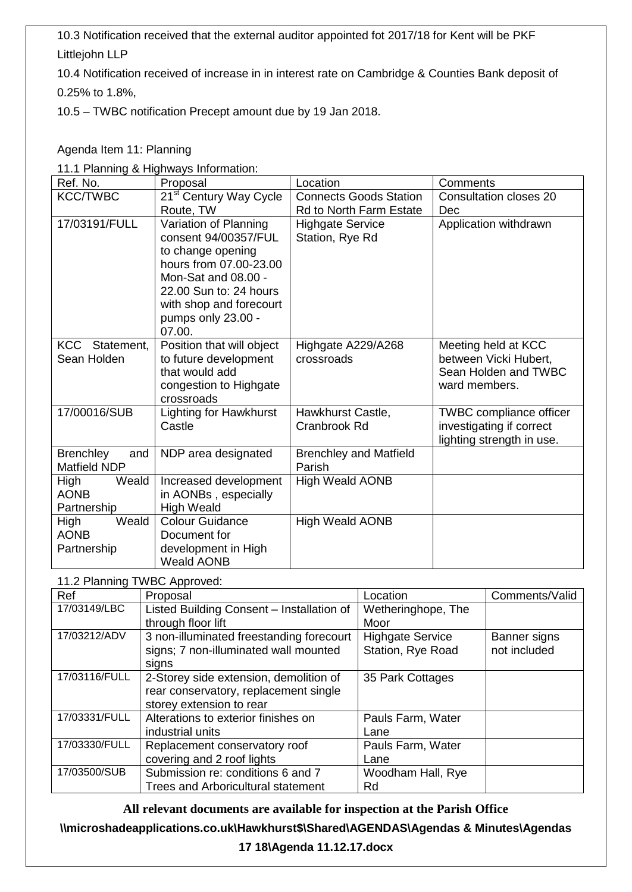10.3 Notification received that the external auditor appointed fot 2017/18 for Kent will be PKF Littlejohn LLP

10.4 Notification received of increase in in interest rate on Cambridge & Counties Bank deposit of 0.25% to 1.8%,

10.5 – TWBC notification Precept amount due by 19 Jan 2018.

Agenda Item 11: Planning

11.1 Planning & Highways Information:

| Ref. No. | Proposal | Location | Comments |
|---|---|---|---|
| KCC/TWBC | 21st Century Way Cycle Route, TW | Connects Goods Station Rd to North Farm Estate | Consultation closes 20 Dec |
| 17/03191/FULL | Variation of Planning consent 94/00357/FUL to change opening hours from 07.00-23.00 Mon-Sat and 08.00 - 22.00 Sun to: 24 hours with shop and forecourt pumps only 23.00 - 07.00. | Highgate Service Station, Rye Rd | Application withdrawn |
| KCC Statement, Sean Holden | Position that will object to future development that would add congestion to Highgate crossroads | Highgate A229/A268 crossroads | Meeting held at KCC between Vicki Hubert, Sean Holden and TWBC ward members. |
| 17/00016/SUB | Lighting for Hawkhurst Castle | Hawkhurst Castle, Cranbrook Rd | TWBC compliance officer investigating if correct lighting strength in use. |
| Brenchley and Matfield NDP | NDP area designated | Brenchley and Matfield Parish | |
| High Weald AONB Partnership | Increased development in AONBs , especially High Weald | High Weald AONB | |
| High Weald AONB Partnership | Colour Guidance Document for development in High Weald AONB | High Weald AONB | |

11.2 Planning TWBC Approved:

| Ref | Proposal | Location | Comments/Valid |
|---|---|---|---|
| 17/03149/LBC | Listed Building Consent – Installation of through floor lift | Wetheringhope, The Moor | |
| 17/03212/ADV | 3 non-illuminated freestanding forecourt signs; 7 non-illuminated wall mounted signs | Highgate Service Station, Rye Road | Banner signs not included |
| 17/03116/FULL | 2-Storey side extension, demolition of rear conservatory, replacement single storey extension to rear | 35 Park Cottages | |
| 17/03331/FULL | Alterations to exterior finishes on industrial units | Pauls Farm, Water Lane | |
| 17/03330/FULL | Replacement conservatory roof covering and 2 roof lights | Pauls Farm, Water Lane | |
| 17/03500/SUB | Submission re: conditions 6 and 7 Trees and Arboricultural statement | Woodham Hall, Rye Rd | |

**All relevant documents are available for inspection at the Parish Office**

**\\microshadeapplications.co.uk\Hawkhurst$\Shared\AGENDAS\Agendas & Minutes\Agendas 17 18\Agenda 11.12.17.docx**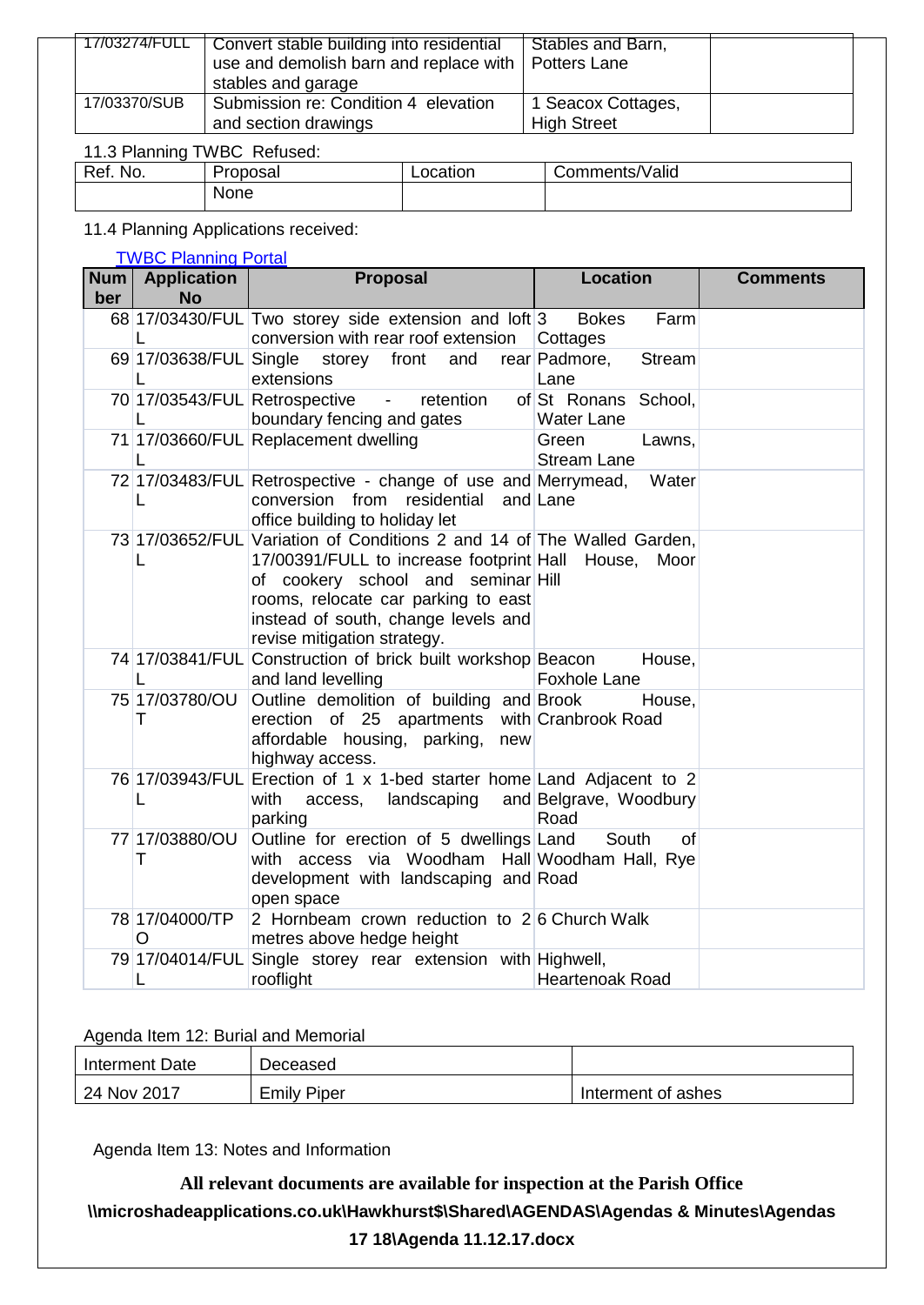| | | | |
|---|---|---|---|
| 17/03274/FULL | Convert stable building into residential use and demolish barn and replace with stables and garage | Stables and Barn, Potters Lane | |
| 17/03370/SUB | Submission re: Condition 4 elevation and section drawings | 1 Seacox Cottages, High Street | |

11.3 Planning TWBC Refused:

| Ref. No. | Proposal | Location | Comments/Valid |
|---|---|---|---|
| | None | | |

11.4 Planning Applications received:

[TWBC Planning Portal]

| Number | Application No | Proposal | Location | Comments |
|---|---|---|---|---|
| 68 | 17/03430/FULL | Two storey side extension and loft conversion with rear roof extension | 3 Bokes Farm Cottages | |
| 69 | 17/03638/FULL | Single storey front and rear extensions | Padmore, Stream Lane | |
| 70 | 17/03543/FULL | Retrospective - retention of boundary fencing and gates | St Ronans School, Water Lane | |
| 71 | 17/03660/FULL | Replacement dwelling | Green Lawns, Stream Lane | |
| 72 | 17/03483/FULL | Retrospective - change of use and conversion from residential and office building to holiday let | Merrymead, Water Lane | |
| 73 | 17/03652/FULL | Variation of Conditions 2 and 14 of 17/00391/FULL to increase footprint of cookery school and seminar rooms, relocate car parking to east instead of south, change levels and revise mitigation strategy. | The Walled Garden, Hall House, Moor Hill | |
| 74 | 17/03841/FULL | Construction of brick built workshop and land levelling | Beacon House, Foxhole Lane | |
| 75 | 17/03780/OUT | Outline demolition of building and erection of 25 apartments with affordable housing, parking, new highway access. | Brook House, Cranbrook Road | |
| 76 | 17/03943/FULL | Erection of 1 x 1-bed starter home with access, landscaping and parking | Land Adjacent to 2 Belgrave, Woodbury Road | |
| 77 | 17/03880/OUT | Outline for erection of 5 dwellings with access via Woodham Hall development with landscaping and open space | Land South of Woodham Hall, Rye Road | |
| 78 | 17/04000/TPO | 2 Hornbeam crown reduction to 2 metres above hedge height | 6 Church Walk | |
| 79 | 17/04014/FULL | Single storey rear extension with rooflight | Highwell, Heartenoak Road | |

Agenda Item 12: Burial and Memorial

| Interment Date | Deceased | |
|---|---|---|
| 24 Nov 2017 | Emily Piper | Interment of ashes |

Agenda Item 13: Notes and Information

**All relevant documents are available for inspection at the Parish Office**

**\\microshadeapplications.co.uk\Hawkhurst$\Shared\AGENDAS\Agendas & Minutes\Agendas 17 18\Agenda 11.12.17.docx**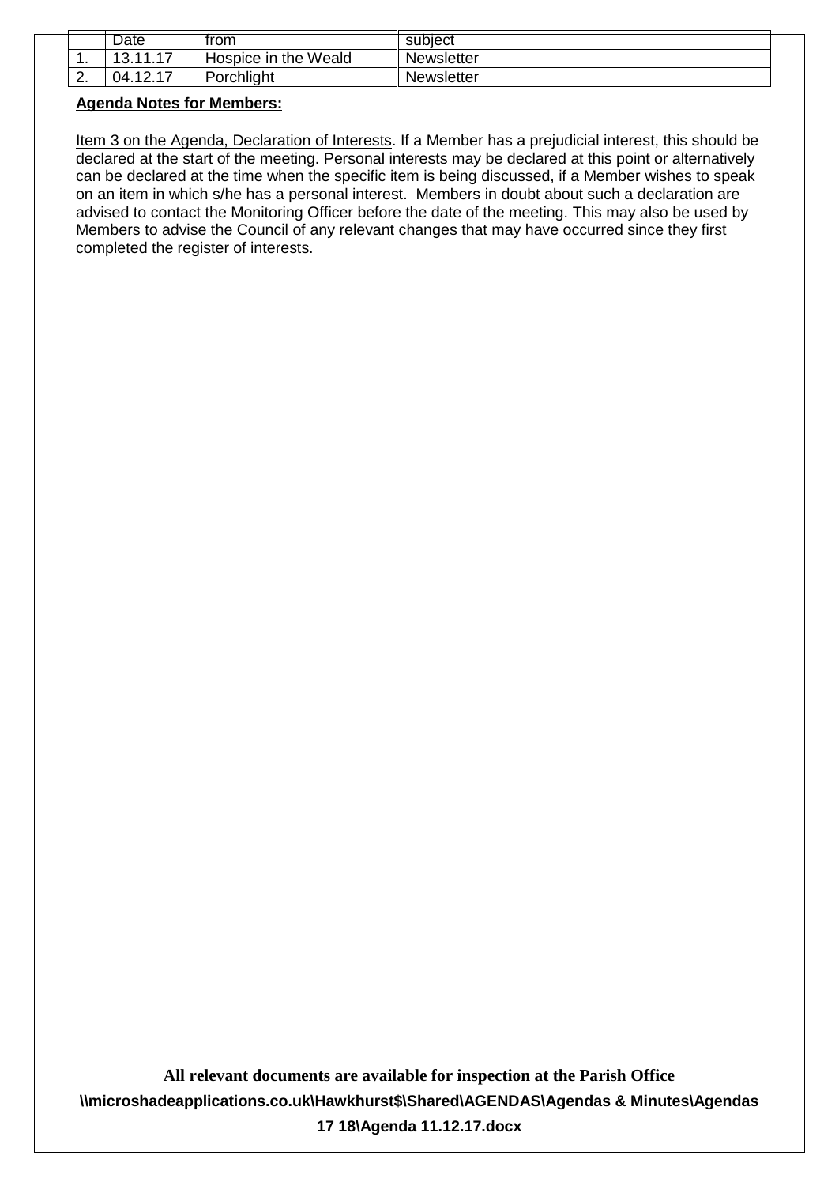| | Date | from | subject |
|---|---|---|---|
| 1. | 13.11.17 | Hospice in the Weald | Newsletter |
| 2. | 04.12.17 | Porchlight | Newsletter |

**Agenda Notes for Members:**

Item 3 on the Agenda, Declaration of Interests. If a Member has a prejudicial interest, this should be declared at the start of the meeting. Personal interests may be declared at this point or alternatively can be declared at the time when the specific item is being discussed, if a Member wishes to speak on an item in which s/he has a personal interest. Members in doubt about such a declaration are advised to contact the Monitoring Officer before the date of the meeting. This may also be used by Members to advise the Council of any relevant changes that may have occurred since they first completed the register of interests.

**All relevant documents are available for inspection at the Parish Office**

**\\microshadeapplications.co.uk\Hawkhurst$\Shared\AGENDAS\Agendas & Minutes\Agendas 17 18\Agenda 11.12.17.docx**